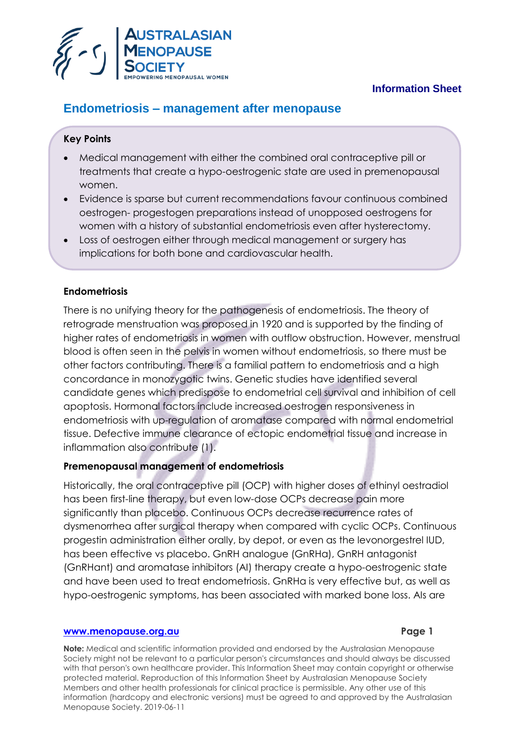**Information Sheet**

# Endometriosis – management after menopause

**Key Points**

- Medical management with either the combined oral contraceptive pill or treatments that create a hypo-oestrogenic state are used in premenopausal women.
- Evidence is sparse but current recommendations favour continuous combined oestrogen- progestogen preparations instead of unopposed oestrogens for women with a history of substantial endometriosis even after hysterectomy.
- Loss of oestrogen either through medical management or surgery has implications for both bone and cardiovascular health.

## Endometriosis

There is no unifying theory for the pathogenesis of endometriosis. The theory of retrograde menstruation was proposed in 1920 and is supported by the finding of higher rates of endometriosis in women with outflow obstruction. However, menstrual blood is often seen in the pelvis in women without endometriosis, so there must be other factors contributing. There is a familial pattern to endometriosis and a high concordance in monozygotic twins. Genetic studies have identified several candidate genes which predispose to endometrial cell survival and inhibition of cell apoptosis. Hormonal factors include increased oestrogen responsiveness in endometriosis with up-regulation of aromatase compared with normal endometrial tissue. Defective immune clearance of ectopic endometrial tissue and increase in inflammation also contribute (1).

## Premenopausal management of endometriosis

Historically, the oral contraceptive pill (OCP) with higher doses of ethinyl oestradiol has been first-line therapy, but even low-dose OCPs decrease pain more significantly than placebo. Continuous OCPs decrease recurrence rates of dysmenorrhea after surgical therapy when compared with cyclic OCPs. Continuous progestin administration either orally, by depot, or even as the levonorgestrel IUD, has been effective vs placebo. GnRH analogue (GnRHa), GnRH antagonist (GnRHant) and aromatase inhibitors (AI) therapy create a hypo-oestrogenic state and have been used to treat endometriosis. GnRHa is very effective but, as well as hypo-oestrogenic symptoms, has been associated with marked bone loss. AIs are

**Note:** Medical and scientific information provided and endorsed by the Australasian Menopause Society might not be relevant to a particular person's circumstances and should always be discussed with that person's own healthcare provider. This Information Sheet may contain copyright or otherwise protected material. Reproduction of this Information Sheet by Australasian Menopause Society Members and other health professionals for clinical practice is permissible. Any other use of this information (hardcopy and electronic versions) must be agreed to and approved by the Australasian Menopause Society. 2019-06-11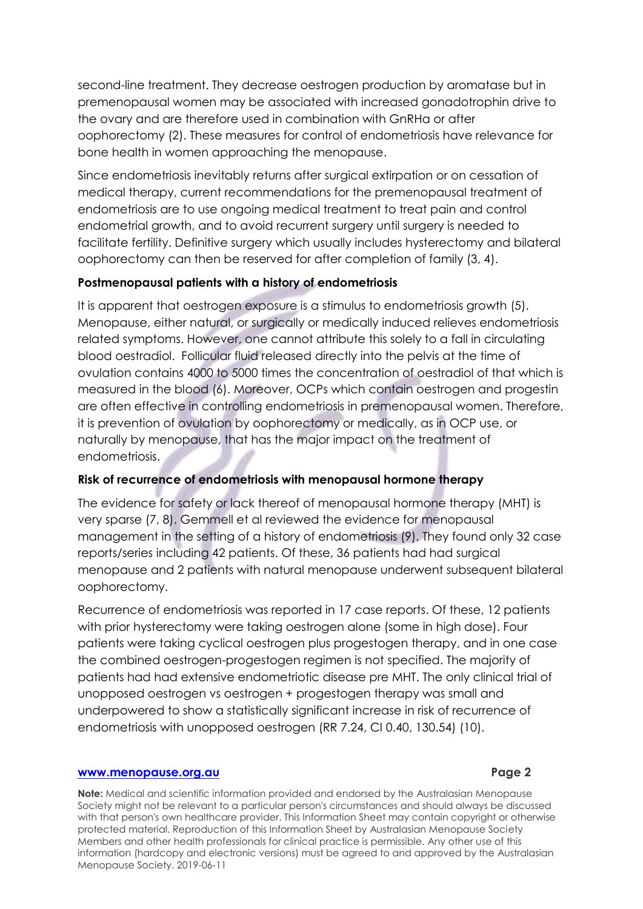second-line treatment. They decrease oestrogen production by aromatase but in premenopausal women may be associated with increased gonadotrophin drive to the ovary and are therefore used in combination with GnRHa or after oophorectomy (2). These measures for control of endometriosis have relevance for bone health in women approaching the menopause.

Since endometriosis inevitably returns after surgical extirpation or on cessation of medical therapy, current recommendations for the premenopausal treatment of endometriosis are to use ongoing medical treatment to treat pain and control endometrial growth, and to avoid recurrent surgery until surgery is needed to facilitate fertility. Definitive surgery which usually includes hysterectomy and bilateral oophorectomy can then be reserved for after completion of family (3, 4).

**Postmenopausal patients with a history of endometriosis**

It is apparent that oestrogen exposure is a stimulus to endometriosis growth (5). Menopause, either natural, or surgically or medically induced relieves endometriosis related symptoms. However, one cannot attribute this solely to a fall in circulating blood oestradiol. Follicular fluid released directly into the pelvis at the time of ovulation contains 4000 to 5000 times the concentration of oestradiol of that which is measured in the blood (6). Moreover, OCPs which contain oestrogen and progestin are often effective in controlling endometriosis in premenopausal women. Therefore, it is prevention of ovulation by oophorectomy or medically, as in OCP use, or naturally by menopause, that has the major impact on the treatment of endometriosis.

**Risk of recurrence of endometriosis with menopausal hormone therapy**

The evidence for safety or lack thereof of menopausal hormone therapy (MHT) is very sparse (7, 8). Gemmell et al reviewed the evidence for menopausal management in the setting of a history of endometriosis (9). They found only 32 case reports/series including 42 patients. Of these, 36 patients had had surgical menopause and 2 patients with natural menopause underwent subsequent bilateral oophorectomy.

Recurrence of endometriosis was reported in 17 case reports. Of these, 12 patients with prior hysterectomy were taking oestrogen alone (some in high dose). Four patients were taking cyclical oestrogen plus progestogen therapy, and in one case the combined oestrogen-progestogen regimen is not specified. The majority of patients had had extensive endometriotic disease pre MHT. The only clinical trial of unopposed oestrogen vs oestrogen + progestogen therapy was small and underpowered to show a statistically significant increase in risk of recurrence of endometriosis with unopposed oestrogen (RR 7.24, CI 0.40, 130.54) (10).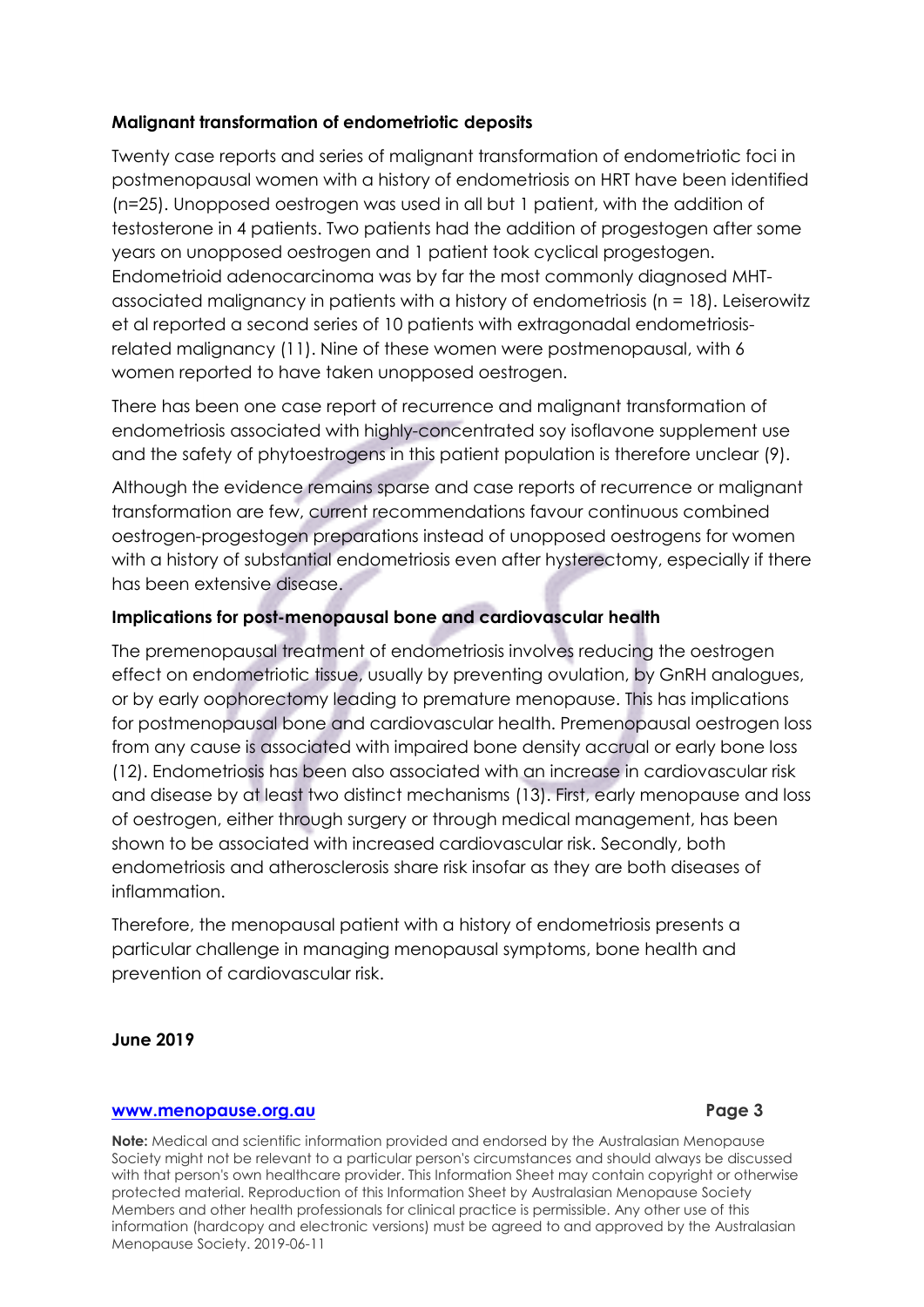**Malignant transformation of endometriotic deposits**

Twenty case reports and series of malignant transformation of endometriotic foci in postmenopausal women with a history of endometriosis on HRT have been identified (n=25). Unopposed oestrogen was used in all but 1 patient, with the addition of testosterone in 4 patients. Two patients had the addition of progestogen after some years on unopposed oestrogen and 1 patient took cyclical progestogen. Endometrioid adenocarcinoma was by far the most commonly diagnosed MHT-associated malignancy in patients with a history of endometriosis (n = 18). Leiserowitz et al reported a second series of 10 patients with extragonadal endometriosis-related malignancy (11). Nine of these women were postmenopausal, with 6 women reported to have taken unopposed oestrogen.

There has been one case report of recurrence and malignant transformation of endometriosis associated with highly-concentrated soy isoflavone supplement use and the safety of phytoestrogens in this patient population is therefore unclear (9).

Although the evidence remains sparse and case reports of recurrence or malignant transformation are few, current recommendations favour continuous combined oestrogen-progestogen preparations instead of unopposed oestrogens for women with a history of substantial endometriosis even after hysterectomy, especially if there has been extensive disease.

**Implications for post-menopausal bone and cardiovascular health**

The premenopausal treatment of endometriosis involves reducing the oestrogen effect on endometriotic tissue, usually by preventing ovulation, by GnRH analogues, or by early oophorectomy leading to premature menopause. This has implications for postmenopausal bone and cardiovascular health. Premenopausal oestrogen loss from any cause is associated with impaired bone density accrual or early bone loss (12). Endometriosis has been also associated with an increase in cardiovascular risk and disease by at least two distinct mechanisms (13). First, early menopause and loss of oestrogen, either through surgery or through medical management, has been shown to be associated with increased cardiovascular risk. Secondly, both endometriosis and atherosclerosis share risk insofar as they are both diseases of inflammation.

Therefore, the menopausal patient with a history of endometriosis presents a particular challenge in managing menopausal symptoms, bone health and prevention of cardiovascular risk.

**June 2019**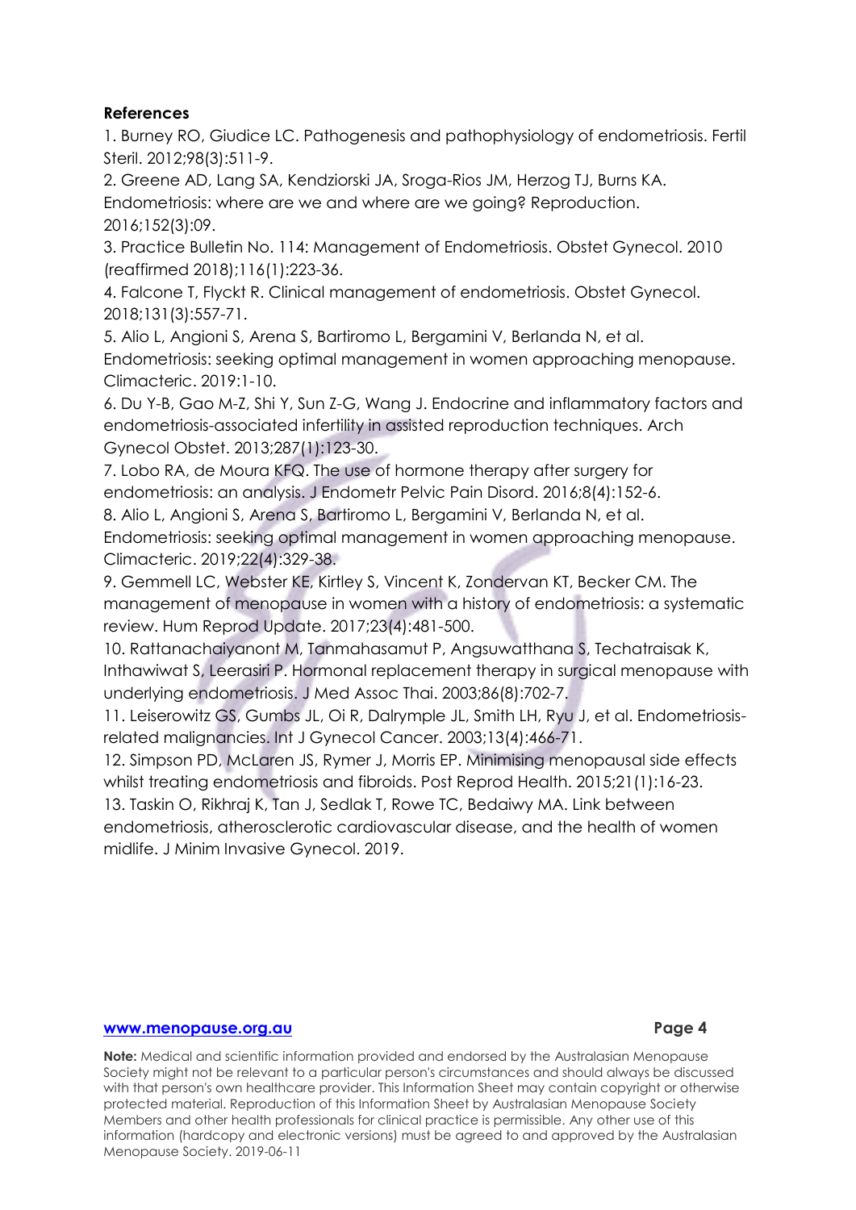**References**

1. Burney RO, Giudice LC. Pathogenesis and pathophysiology of endometriosis. Fertil Steril. 2012;98(3):511-9.
2. Greene AD, Lang SA, Kendziorski JA, Sroga-Rios JM, Herzog TJ, Burns KA. Endometriosis: where are we and where are we going? Reproduction. 2016;152(3):09.
3. Practice Bulletin No. 114: Management of Endometriosis. Obstet Gynecol. 2010 (reaffirmed 2018);116(1):223-36.
4. Falcone T, Flyckt R. Clinical management of endometriosis. Obstet Gynecol. 2018;131(3):557-71.
5. Alio L, Angioni S, Arena S, Bartiromo L, Bergamini V, Berlanda N, et al. Endometriosis: seeking optimal management in women approaching menopause. Climacteric. 2019:1-10.
6. Du Y-B, Gao M-Z, Shi Y, Sun Z-G, Wang J. Endocrine and inflammatory factors and endometriosis-associated infertility in assisted reproduction techniques. Arch Gynecol Obstet. 2013;287(1):123-30.
7. Lobo RA, de Moura KFQ. The use of hormone therapy after surgery for endometriosis: an analysis. J Endometr Pelvic Pain Disord. 2016;8(4):152-6.
8. Alio L, Angioni S, Arena S, Bartiromo L, Bergamini V, Berlanda N, et al. Endometriosis: seeking optimal management in women approaching menopause. Climacteric. 2019;22(4):329-38.
9. Gemmell LC, Webster KE, Kirtley S, Vincent K, Zondervan KT, Becker CM. The management of menopause in women with a history of endometriosis: a systematic review. Hum Reprod Update. 2017;23(4):481-500.
10. Rattanachaiyanont M, Tanmahasamut P, Angsuwatthana S, Techatraisak K, Inthawiwat S, Leerasiri P. Hormonal replacement therapy in surgical menopause with underlying endometriosis. J Med Assoc Thai. 2003;86(8):702-7.
11. Leiserowitz GS, Gumbs JL, Oi R, Dalrymple JL, Smith LH, Ryu J, et al. Endometriosis-related malignancies. Int J Gynecol Cancer. 2003;13(4):466-71.
12. Simpson PD, McLaren JS, Rymer J, Morris EP. Minimising menopausal side effects whilst treating endometriosis and fibroids. Post Reprod Health. 2015;21(1):16-23.
13. Taskin O, Rikhraj K, Tan J, Sedlak T, Rowe TC, Bedaiwy MA. Link between endometriosis, atherosclerotic cardiovascular disease, and the health of women midlife. J Minim Invasive Gynecol. 2019.

**Note:** Medical and scientific information provided and endorsed by the Australasian Menopause Society might not be relevant to a particular person's circumstances and should always be discussed with that person's own healthcare provider. This Information Sheet may contain copyright or otherwise protected material. Reproduction of this Information Sheet by Australasian Menopause Society Members and other health professionals for clinical practice is permissible. Any other use of this information (hardcopy and electronic versions) must be agreed to and approved by the Australasian Menopause Society. 2019-06-11